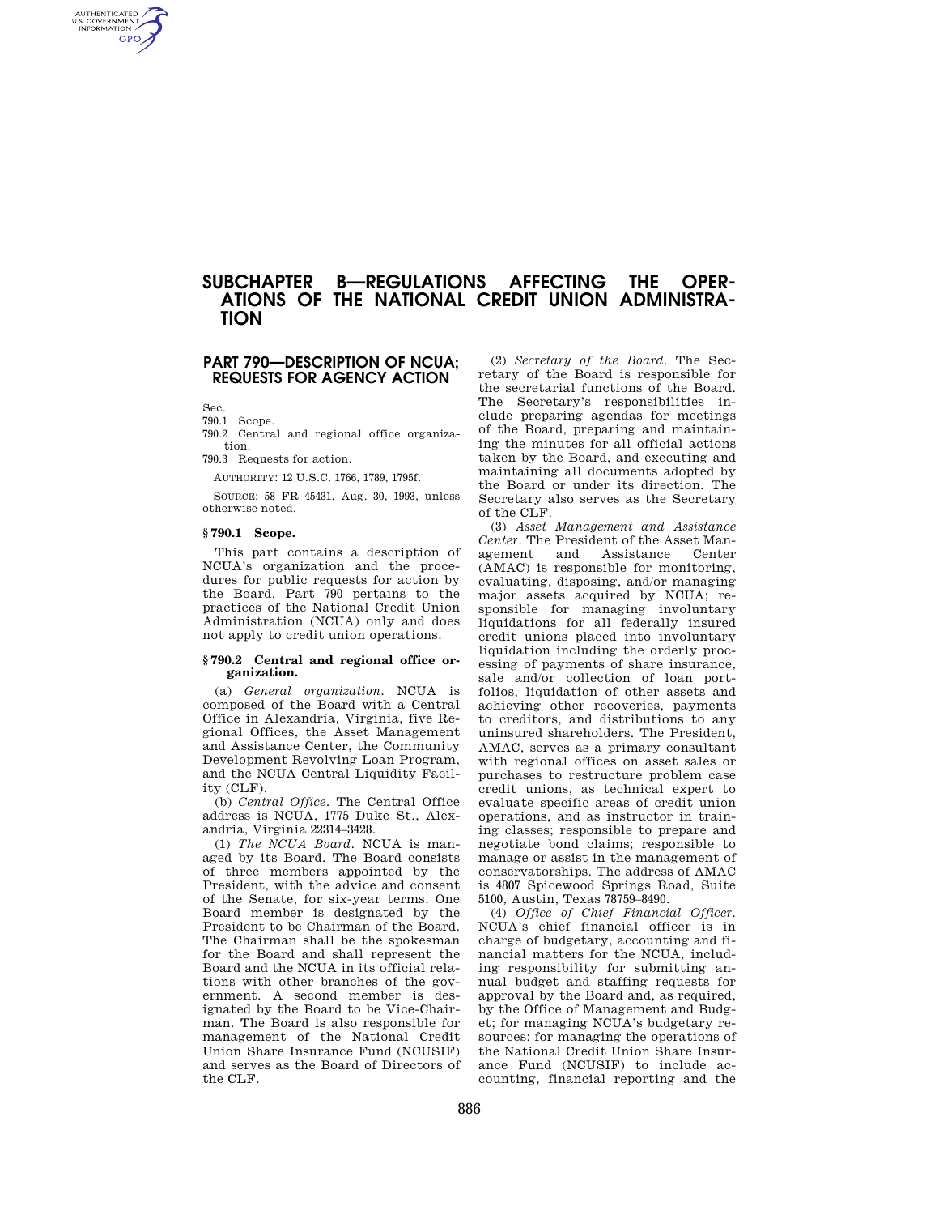# SUBCHAPTER B—REGULATIONS AFFECTING THE OPERATIONS OF THE NATIONAL CREDIT UNION ADMINISTRATION

## PART 790—DESCRIPTION OF NCUA; REQUESTS FOR AGENCY ACTION

Sec.

790.1 Scope.

790.2 Central and regional office organization.

790.3 Requests for action.

AUTHORITY: 12 U.S.C. 1766, 1789, 1795f.

SOURCE: 58 FR 45431, Aug. 30, 1993, unless otherwise noted.

### § 790.1 Scope.

This part contains a description of NCUA's organization and the procedures for public requests for action by the Board. Part 790 pertains to the practices of the National Credit Union Administration (NCUA) only and does not apply to credit union operations.

### § 790.2 Central and regional office organization.

(a) *General organization.* NCUA is composed of the Board with a Central Office in Alexandria, Virginia, five Regional Offices, the Asset Management and Assistance Center, the Community Development Revolving Loan Program, and the NCUA Central Liquidity Facility (CLF).

(b) *Central Office.* The Central Office address is NCUA, 1775 Duke St., Alexandria, Virginia 22314–3428.

(1) *The NCUA Board.* NCUA is managed by its Board. The Board consists of three members appointed by the President, with the advice and consent of the Senate, for six-year terms. One Board member is designated by the President to be Chairman of the Board. The Chairman shall be the spokesman for the Board and shall represent the Board and the NCUA in its official relations with other branches of the government. A second member is designated by the Board to be Vice-Chairman. The Board is also responsible for management of the National Credit Union Share Insurance Fund (NCUSIF) and serves as the Board of Directors of the CLF.

(2) *Secretary of the Board.* The Secretary of the Board is responsible for the secretarial functions of the Board. The Secretary's responsibilities include preparing agendas for meetings of the Board, preparing and maintaining the minutes for all official actions taken by the Board, and executing and maintaining all documents adopted by the Board or under its direction. The Secretary also serves as the Secretary of the CLF.

(3) *Asset Management and Assistance Center.* The President of the Asset Management and Assistance Center (AMAC) is responsible for monitoring, evaluating, disposing, and/or managing major assets acquired by NCUA; responsible for managing involuntary liquidations for all federally insured credit unions placed into involuntary liquidation including the orderly processing of payments of share insurance, sale and/or collection of loan portfolios, liquidation of other assets and achieving other recoveries, payments to creditors, and distributions to any uninsured shareholders. The President, AMAC, serves as a primary consultant with regional offices on asset sales or purchases to restructure problem case credit unions, as technical expert to evaluate specific areas of credit union operations, and as instructor in training classes; responsible to prepare and negotiate bond claims; responsible to manage or assist in the management of conservatorships. The address of AMAC is 4807 Spicewood Springs Road, Suite 5100, Austin, Texas 78759–8490.

(4) *Office of Chief Financial Officer.* NCUA's chief financial officer is in charge of budgetary, accounting and financial matters for the NCUA, including responsibility for submitting annual budget and staffing requests for approval by the Board and, as required, by the Office of Management and Budget; for managing NCUA's budgetary resources; for managing the operations of the National Credit Union Share Insurance Fund (NCUSIF) to include accounting, financial reporting and the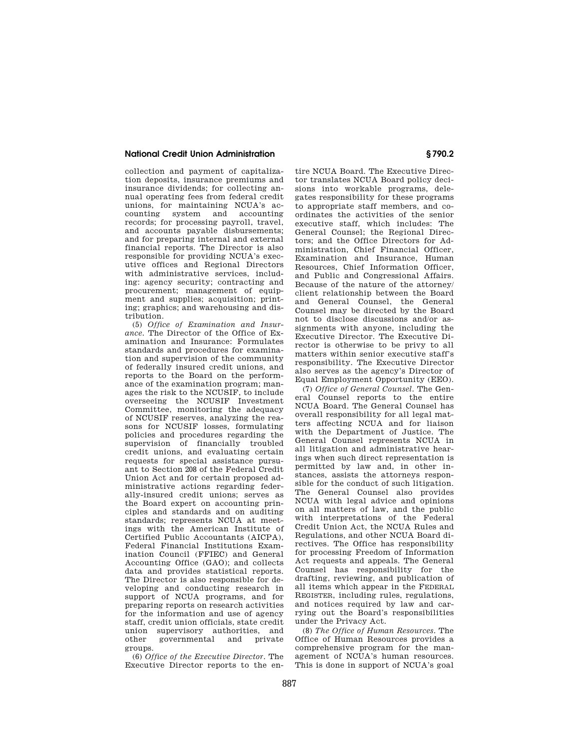collection and payment of capitalization deposits, insurance premiums and insurance dividends; for collecting annual operating fees from federal credit unions, for maintaining NCUA's accounting system and accounting records; for processing payroll, travel, and accounts payable disbursements; and for preparing internal and external financial reports. The Director is also responsible for providing NCUA's executive offices and Regional Directors with administrative services, including: agency security; contracting and procurement; management of equipment and supplies; acquisition; printing; graphics; and warehousing and distribution.

(5) *Office of Examination and Insurance*. The Director of the Office of Examination and Insurance: Formulates standards and procedures for examination and supervision of the community of federally insured credit unions, and reports to the Board on the performance of the examination program; manages the risk to the NCUSIF, to include overseeing the NCUSIF Investment Committee, monitoring the adequacy of NCUSIF reserves, analyzing the reasons for NCUSIF losses, formulating policies and procedures regarding the supervision of financially troubled credit unions, and evaluating certain requests for special assistance pursuant to Section 208 of the Federal Credit Union Act and for certain proposed administrative actions regarding federally-insured credit unions; serves as the Board expert on accounting principles and standards and on auditing standards; represents NCUA at meetings with the American Institute of Certified Public Accountants (AICPA), Federal Financial Institutions Examination Council (FFIEC) and General Accounting Office (GAO); and collects data and provides statistical reports. The Director is also responsible for developing and conducting research in support of NCUA programs, and for preparing reports on research activities for the information and use of agency staff, credit union officials, state credit union supervisory authorities, and other governmental and private groups.

(6) *Office of the Executive Director*. The Executive Director reports to the entire NCUA Board. The Executive Director translates NCUA Board policy decisions into workable programs, delegates responsibility for these programs to appropriate staff members, and coordinates the activities of the senior executive staff, which includes: The General Counsel; the Regional Directors; and the Office Directors for Administration, Chief Financial Officer, Examination and Insurance, Human Resources, Chief Information Officer, and Public and Congressional Affairs. Because of the nature of the attorney/client relationship between the Board and General Counsel, the General Counsel may be directed by the Board not to disclose discussions and/or assignments with anyone, including the Executive Director. The Executive Director is otherwise to be privy to all matters within senior executive staff's responsibility. The Executive Director also serves as the agency's Director of Equal Employment Opportunity (EEO).

(7) *Office of General Counsel*. The General Counsel reports to the entire NCUA Board. The General Counsel has overall responsibility for all legal matters affecting NCUA and for liaison with the Department of Justice. The General Counsel represents NCUA in all litigation and administrative hearings when such direct representation is permitted by law and, in other instances, assists the attorneys responsible for the conduct of such litigation. The General Counsel also provides NCUA with legal advice and opinions on all matters of law, and the public with interpretations of the Federal Credit Union Act, the NCUA Rules and Regulations, and other NCUA Board directives. The Office has responsibility for processing Freedom of Information Act requests and appeals. The General Counsel has responsibility for the drafting, reviewing, and publication of all items which appear in the FEDERAL REGISTER, including rules, regulations, and notices required by law and carrying out the Board's responsibilities under the Privacy Act.

(8) *The Office of Human Resources*. The Office of Human Resources provides a comprehensive program for the management of NCUA's human resources. This is done in support of NCUA's goal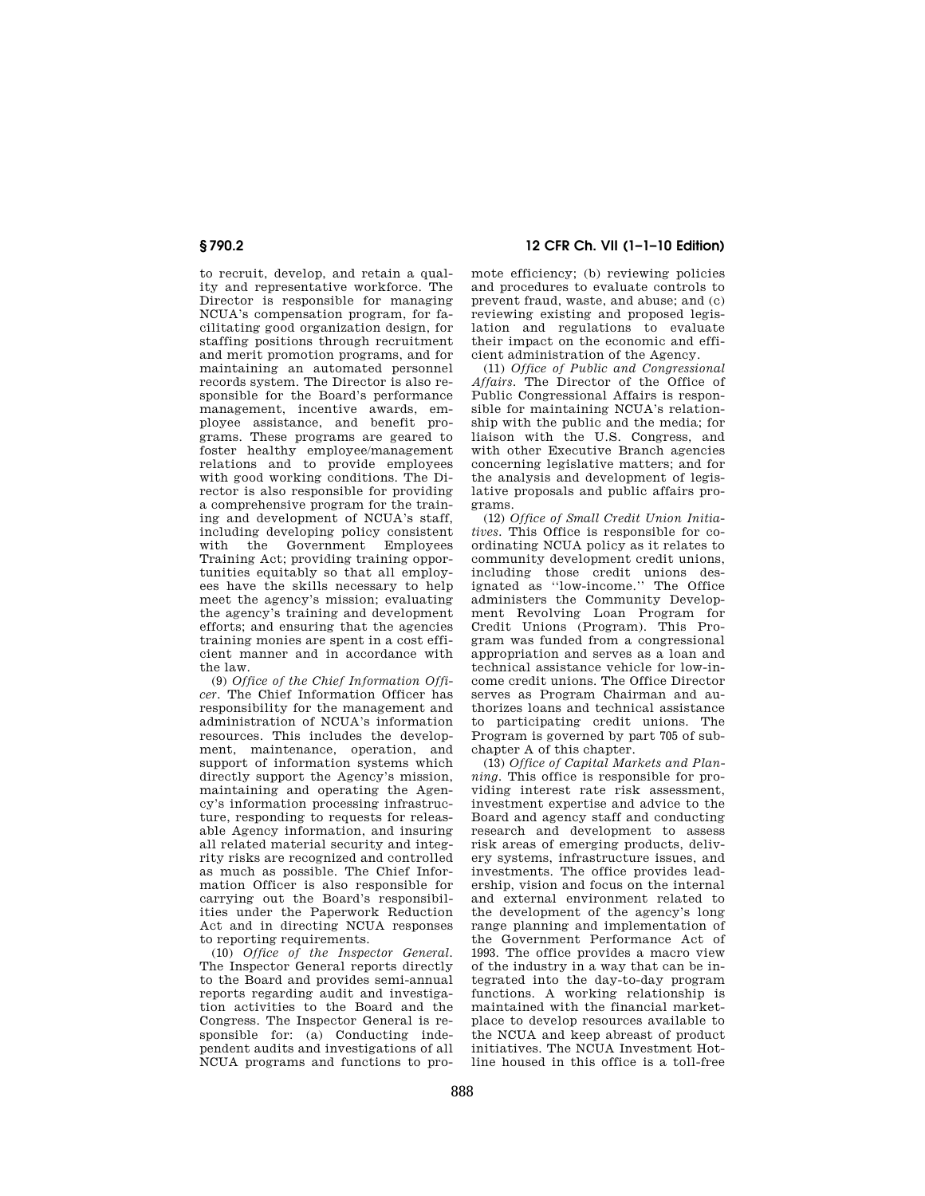to recruit, develop, and retain a quality and representative workforce. The Director is responsible for managing NCUA's compensation program, for facilitating good organization design, for staffing positions through recruitment and merit promotion programs, and for maintaining an automated personnel records system. The Director is also responsible for the Board's performance management, incentive awards, employee assistance, and benefit programs. These programs are geared to foster healthy employee/management relations and to provide employees with good working conditions. The Director is also responsible for providing a comprehensive program for the training and development of NCUA's staff, including developing policy consistent with the Government Employees Training Act; providing training opportunities equitably so that all employees have the skills necessary to help meet the agency's mission; evaluating the agency's training and development efforts; and ensuring that the agencies training monies are spent in a cost efficient manner and in accordance with the law.

(9) *Office of the Chief Information Officer*. The Chief Information Officer has responsibility for the management and administration of NCUA's information resources. This includes the development, maintenance, operation, and support of information systems which directly support the Agency's mission, maintaining and operating the Agency's information processing infrastructure, responding to requests for releasable Agency information, and insuring all related material security and integrity risks are recognized and controlled as much as possible. The Chief Information Officer is also responsible for carrying out the Board's responsibilities under the Paperwork Reduction Act and in directing NCUA responses to reporting requirements.

(10) *Office of the Inspector General*. The Inspector General reports directly to the Board and provides semi-annual reports regarding audit and investigation activities to the Board and the Congress. The Inspector General is responsible for: (a) Conducting independent audits and investigations of all NCUA programs and functions to promote efficiency; (b) reviewing policies and procedures to evaluate controls to prevent fraud, waste, and abuse; and (c) reviewing existing and proposed legislation and regulations to evaluate their impact on the economic and efficient administration of the Agency.

(11) *Office of Public and Congressional Affairs*. The Director of the Office of Public Congressional Affairs is responsible for maintaining NCUA's relationship with the public and the media; for liaison with the U.S. Congress, and with other Executive Branch agencies concerning legislative matters; and for the analysis and development of legislative proposals and public affairs programs.

(12) *Office of Small Credit Union Initiatives*. This Office is responsible for coordinating NCUA policy as it relates to community development credit unions, including those credit unions designated as "low-income." The Office administers the Community Development Revolving Loan Program for Credit Unions (Program). This Program was funded from a congressional appropriation and serves as a loan and technical assistance vehicle for low-income credit unions. The Office Director serves as Program Chairman and authorizes loans and technical assistance to participating credit unions. The Program is governed by part 705 of subchapter A of this chapter.

(13) *Office of Capital Markets and Planning*. This office is responsible for providing interest rate risk assessment, investment expertise and advice to the Board and agency staff and conducting research and development to assess risk areas of emerging products, delivery systems, infrastructure issues, and investments. The office provides leadership, vision and focus on the internal and external environment related to the development of the agency's long range planning and implementation of the Government Performance Act of 1993. The office provides a macro view of the industry in a way that can be integrated into the day-to-day program functions. A working relationship is maintained with the financial marketplace to develop resources available to the NCUA and keep abreast of product initiatives. The NCUA Investment Hotline housed in this office is a toll-free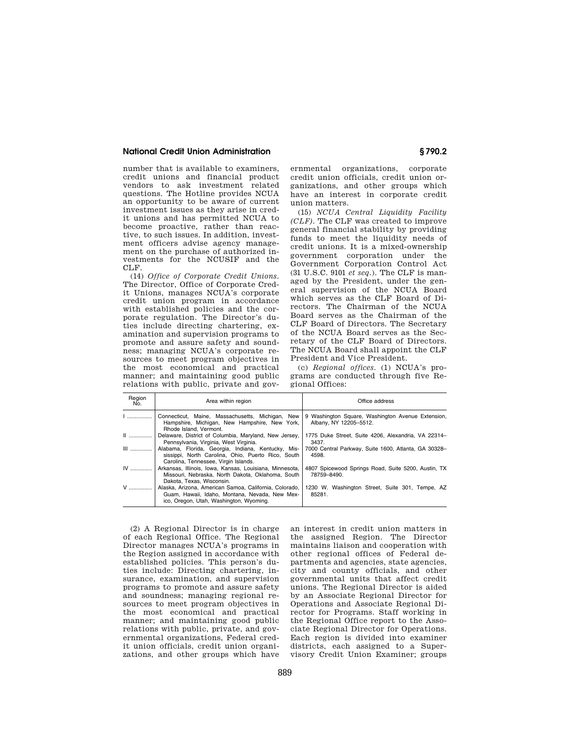number that is available to examiners, credit unions and financial product vendors to ask investment related questions. The Hotline provides NCUA an opportunity to be aware of current investment issues as they arise in credit unions and has permitted NCUA to become proactive, rather than reactive, to such issues. In addition, investment officers advise agency management on the purchase of authorized investments for the NCUSIF and the CLF.

(14) *Office of Corporate Credit Unions.* The Director, Office of Corporate Credit Unions, manages NCUA's corporate credit union program in accordance with established policies and the corporate regulation. The Director's duties include directing chartering, examination and supervision programs to promote and assure safety and soundness; managing NCUA's corporate resources to meet program objectives in the most economical and practical manner; and maintaining good public relations with public, private and governmental organizations, corporate credit union officials, credit union organizations, and other groups which have an interest in corporate credit union matters.

(15) *NCUA Central Liquidity Facility (CLF).* The CLF was created to improve general financial stability by providing funds to meet the liquidity needs of credit unions. It is a mixed-ownership government corporation under the Government Corporation Control Act (31 U.S.C. 9101 *et seq.*). The CLF is managed by the President, under the general supervision of the NCUA Board which serves as the CLF Board of Directors. The Chairman of the NCUA Board serves as the Chairman of the CLF Board of Directors. The Secretary of the NCUA Board serves as the Secretary of the CLF Board of Directors. The NCUA Board shall appoint the CLF President and Vice President.

(c) *Regional offices.* (1) NCUA's programs are conducted through five Regional Offices:

| Region No. | Area within region | Office address |
|---|---|---|
| I | Connecticut, Maine, Massachusetts, Michigan, New Hampshire, Michigan, New Hampshire, New York, Rhode Island, Vermont. | 9 Washington Square, Washington Avenue Extension, Albany, NY 12205–5512. |
| II | Delaware, District of Columbia, Maryland, New Jersey, Pennsylvania, Virginia, West Virginia. | 1775 Duke Street, Suite 4206, Alexandria, VA 22314–3437. |
| III | Alabama, Florida, Georgia, Indiana, Kentucky, Mississippi, North Carolina, Ohio, Puerto Rico, South Carolina, Tennessee, Virgin Islands. | 7000 Central Parkway, Suite 1600, Atlanta, GA 30328–4598. |
| IV | Arkansas, Illinois, Iowa, Kansas, Louisiana, Minnesota, Missouri, Nebraska, North Dakota, Oklahoma, South Dakota, Texas, Wisconsin. | 4807 Spicewood Springs Road, Suite 5200, Austin, TX 78759–8490. |
| V | Alaska, Arizona, American Samoa, California, Colorado, Guam, Hawaii, Idaho, Montana, Nevada, New Mexico, Oregon, Utah, Washington, Wyoming. | 1230 W. Washington Street, Suite 301, Tempe, AZ 85281. |

(2) A Regional Director is in charge of each Regional Office. The Regional Director manages NCUA's programs in the Region assigned in accordance with established policies. This person's duties include: Directing chartering, insurance, examination, and supervision programs to promote and assure safety and soundness; managing regional resources to meet program objectives in the most economical and practical manner; and maintaining good public relations with public, private, and governmental organizations, Federal credit union officials, credit union organizations, and other groups which have an interest in credit union matters in the assigned Region. The Director maintains liaison and cooperation with other regional offices of Federal departments and agencies, state agencies, city and county officials, and other governmental units that affect credit unions. The Regional Director is aided by an Associate Regional Director for Operations and Associate Regional Director for Programs. Staff working in the Regional Office report to the Associate Regional Director for Operations. Each region is divided into examiner districts, each assigned to a Supervisory Credit Union Examiner; groups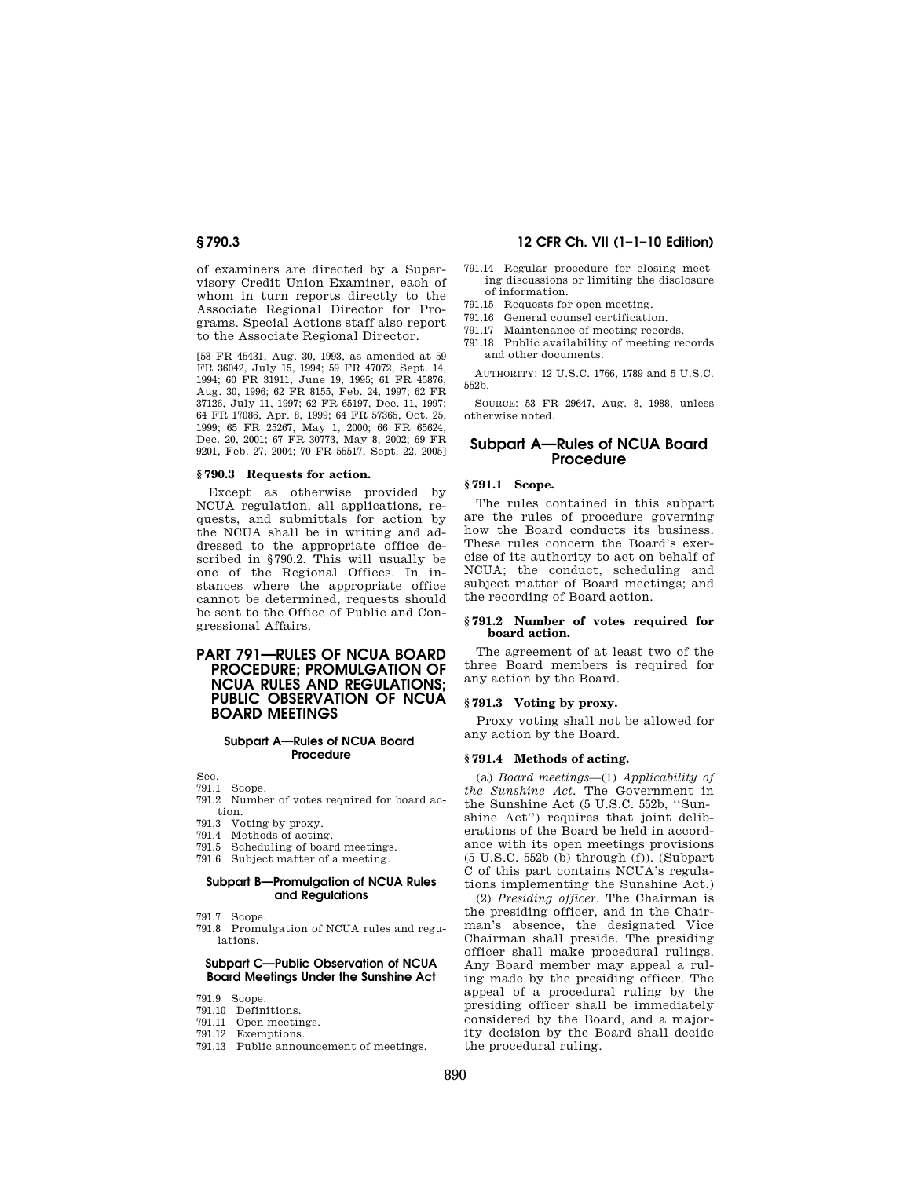of examiners are directed by a Supervisory Credit Union Examiner, each of whom in turn reports directly to the Associate Regional Director for Programs. Special Actions staff also report to the Associate Regional Director.

[58 FR 45431, Aug. 30, 1993, as amended at 59 FR 36042, July 15, 1994; 59 FR 47072, Sept. 14, 1994; 60 FR 31911, June 19, 1995; 61 FR 45876, Aug. 30, 1996; 62 FR 8155, Feb. 24, 1997; 62 FR 37126, July 11, 1997; 62 FR 65197, Dec. 11, 1997; 64 FR 17086, Apr. 8, 1999; 64 FR 57365, Oct. 25, 1999; 65 FR 25267, May 1, 2000; 66 FR 65624, Dec. 20, 2001; 67 FR 30773, May 8, 2002; 69 FR 9201, Feb. 27, 2004; 70 FR 55517, Sept. 22, 2005]

### § 790.3 Requests for action.

Except as otherwise provided by NCUA regulation, all applications, requests, and submittals for action by the NCUA shall be in writing and addressed to the appropriate office described in §790.2. This will usually be one of the Regional Offices. In instances where the appropriate office cannot be determined, requests should be sent to the Office of Public and Congressional Affairs.

# PART 791—RULES OF NCUA BOARD PROCEDURE; PROMULGATION OF NCUA RULES AND REGULATIONS; PUBLIC OBSERVATION OF NCUA BOARD MEETINGS

#### Subpart A—Rules of NCUA Board Procedure

Sec.
791.1 Scope.
791.2 Number of votes required for board action.
791.3 Voting by proxy.
791.4 Methods of acting.
791.5 Scheduling of board meetings.
791.6 Subject matter of a meeting.

#### Subpart B—Promulgation of NCUA Rules and Regulations

791.7 Scope.
791.8 Promulgation of NCUA rules and regulations.

#### Subpart C—Public Observation of NCUA Board Meetings Under the Sunshine Act

791.9 Scope.
791.10 Definitions.
791.11 Open meetings.
791.12 Exemptions.
791.13 Public announcement of meetings.
791.14 Regular procedure for closing meeting discussions or limiting the disclosure of information.
791.15 Requests for open meeting.
791.16 General counsel certification.
791.17 Maintenance of meeting records.
791.18 Public availability of meeting records and other documents.

AUTHORITY: 12 U.S.C. 1766, 1789 and 5 U.S.C. 552b.

SOURCE: 53 FR 29647, Aug. 8, 1988, unless otherwise noted.

## Subpart A—Rules of NCUA Board Procedure

### § 791.1 Scope.

The rules contained in this subpart are the rules of procedure governing how the Board conducts its business. These rules concern the Board's exercise of its authority to act on behalf of NCUA; the conduct, scheduling and subject matter of Board meetings; and the recording of Board action.

### § 791.2 Number of votes required for board action.

The agreement of at least two of the three Board members is required for any action by the Board.

### § 791.3 Voting by proxy.

Proxy voting shall not be allowed for any action by the Board.

### § 791.4 Methods of acting.

(a) *Board meetings*—(1) *Applicability of the Sunshine Act.* The Government in the Sunshine Act (5 U.S.C. 552b, ''Sunshine Act'') requires that joint deliberations of the Board be held in accordance with its open meetings provisions (5 U.S.C. 552b (b) through (f)). (Subpart C of this part contains NCUA's regulations implementing the Sunshine Act.)

(2) *Presiding officer.* The Chairman is the presiding officer, and in the Chairman's absence, the designated Vice Chairman shall preside. The presiding officer shall make procedural rulings. Any Board member may appeal a ruling made by the presiding officer. The appeal of a procedural ruling by the presiding officer shall be immediately considered by the Board, and a majority decision by the Board shall decide the procedural ruling.